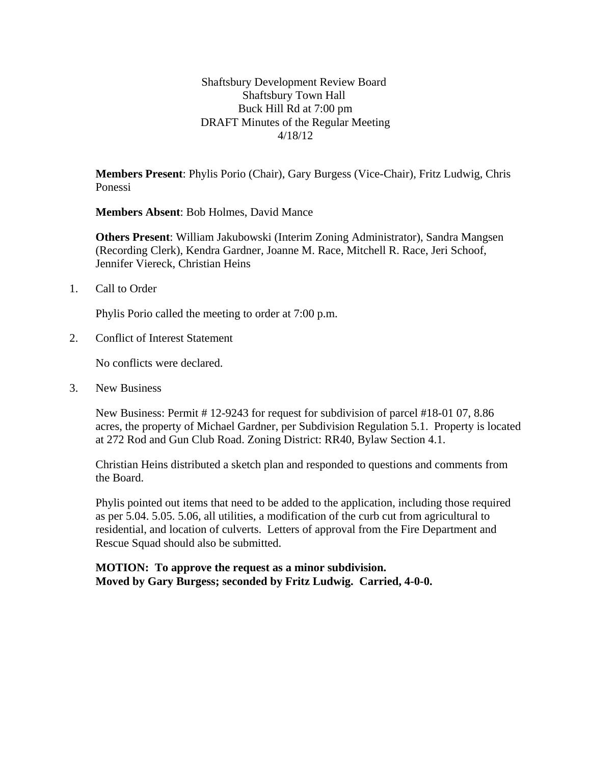Shaftsbury Development Review Board
Shaftsbury Town Hall
Buck Hill Rd at 7:00 pm
DRAFT Minutes of the Regular Meeting
4/18/12

**Members Present**: Phylis Porio (Chair), Gary Burgess (Vice-Chair), Fritz Ludwig, Chris Ponessi

**Members Absent**: Bob Holmes, David Mance

**Others Present**: William Jakubowski (Interim Zoning Administrator), Sandra Mangsen (Recording Clerk), Kendra Gardner, Joanne M. Race, Mitchell R. Race, Jeri Schoof, Jennifer Viereck, Christian Heins

1. Call to Order

   Phylis Porio called the meeting to order at 7:00 p.m.

2. Conflict of Interest Statement

   No conflicts were declared.

3. New Business

   New Business: Permit # 12-9243 for request for subdivision of parcel #18-01 07, 8.86 acres, the property of Michael Gardner, per Subdivision Regulation 5.1. Property is located at 272 Rod and Gun Club Road. Zoning District: RR40, Bylaw Section 4.1.

   Christian Heins distributed a sketch plan and responded to questions and comments from the Board.

   Phylis pointed out items that need to be added to the application, including those required as per 5.04. 5.05. 5.06, all utilities, a modification of the curb cut from agricultural to residential, and location of culverts. Letters of approval from the Fire Department and Rescue Squad should also be submitted.

   **MOTION: To approve the request as a minor subdivision.**
   **Moved by Gary Burgess; seconded by Fritz Ludwig. Carried, 4-0-0.**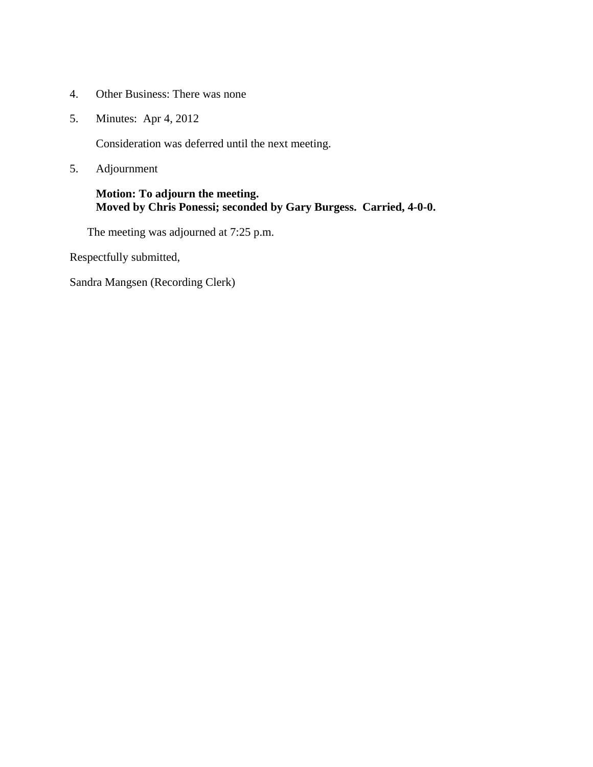4. Other Business: There was none

5. Minutes: Apr 4, 2012

   Consideration was deferred until the next meeting.

5. Adjournment

   **Motion: To adjourn the meeting.**
   **Moved by Chris Ponessi; seconded by Gary Burgess. Carried, 4-0-0.**

   The meeting was adjourned at 7:25 p.m.

Respectfully submitted,

Sandra Mangsen (Recording Clerk)